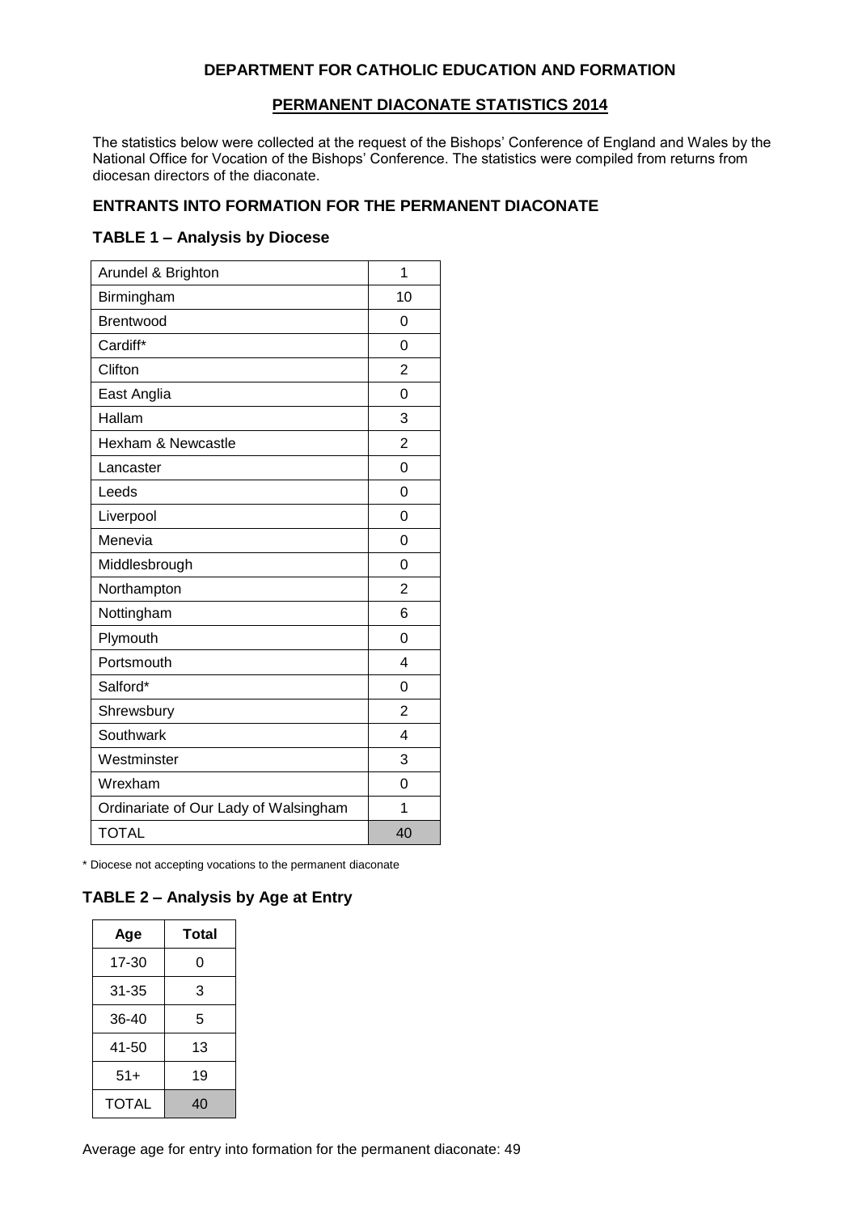## DEPARTMENT FOR CATHOLIC EDUCATION AND FORMATION

### PERMANENT DIACONATE STATISTICS 2014

The statistics below were collected at the request of the Bishops' Conference of England and Wales by the National Office for Vocation of the Bishops' Conference. The statistics were compiled from returns from diocesan directors of the diaconate.

### ENTRANTS INTO FORMATION FOR THE PERMANENT DIACONATE

#### TABLE 1 – Analysis by Diocese

| Diocese | Total |
|---|---|
| Arundel & Brighton | 1 |
| Birmingham | 10 |
| Brentwood | 0 |
| Cardiff* | 0 |
| Clifton | 2 |
| East Anglia | 0 |
| Hallam | 3 |
| Hexham & Newcastle | 2 |
| Lancaster | 0 |
| Leeds | 0 |
| Liverpool | 0 |
| Menevia | 0 |
| Middlesbrough | 0 |
| Northampton | 2 |
| Nottingham | 6 |
| Plymouth | 0 |
| Portsmouth | 4 |
| Salford* | 0 |
| Shrewsbury | 2 |
| Southwark | 4 |
| Westminster | 3 |
| Wrexham | 0 |
| Ordinariate of Our Lady of Walsingham | 1 |
| TOTAL | 40 |

* Diocese not accepting vocations to the permanent diaconate

#### TABLE 2 – Analysis by Age at Entry

| Age | Total |
|---|---|
| 17-30 | 0 |
| 31-35 | 3 |
| 36-40 | 5 |
| 41-50 | 13 |
| 51+ | 19 |
| TOTAL | 40 |

Average age for entry into formation for the permanent diaconate: 49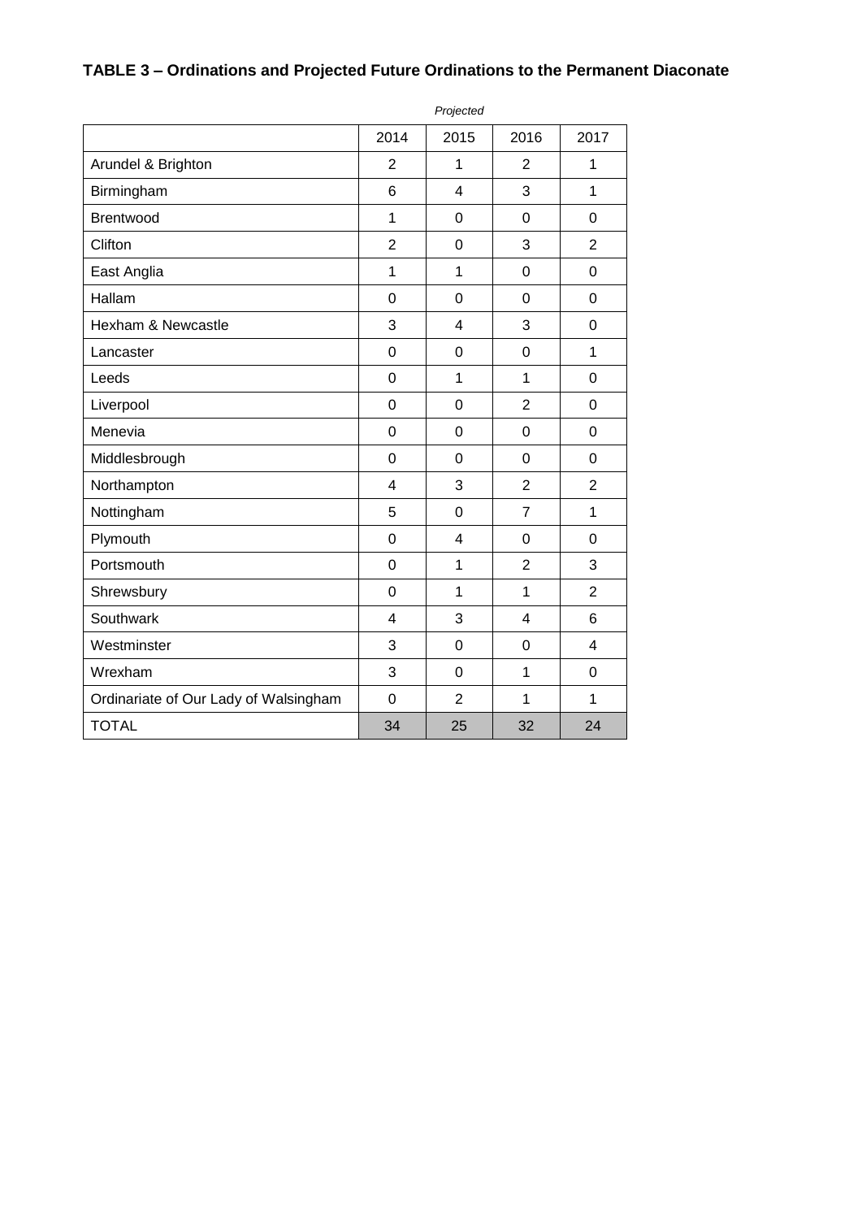**TABLE 3 – Ordinations and Projected Future Ordinations to the Permanent Diaconate**

| | | *Projected* | | |
|---|---|---|---|---|
| | 2014 | 2015 | 2016 | 2017 |
| Arundel & Brighton | 2 | 1 | 2 | 1 |
| Birmingham | 6 | 4 | 3 | 1 |
| Brentwood | 1 | 0 | 0 | 0 |
| Clifton | 2 | 0 | 3 | 2 |
| East Anglia | 1 | 1 | 0 | 0 |
| Hallam | 0 | 0 | 0 | 0 |
| Hexham & Newcastle | 3 | 4 | 3 | 0 |
| Lancaster | 0 | 0 | 0 | 1 |
| Leeds | 0 | 1 | 1 | 0 |
| Liverpool | 0 | 0 | 2 | 0 |
| Menevia | 0 | 0 | 0 | 0 |
| Middlesbrough | 0 | 0 | 0 | 0 |
| Northampton | 4 | 3 | 2 | 2 |
| Nottingham | 5 | 0 | 7 | 1 |
| Plymouth | 0 | 4 | 0 | 0 |
| Portsmouth | 0 | 1 | 2 | 3 |
| Shrewsbury | 0 | 1 | 1 | 2 |
| Southwark | 4 | 3 | 4 | 6 |
| Westminster | 3 | 0 | 0 | 4 |
| Wrexham | 3 | 0 | 1 | 0 |
| Ordinariate of Our Lady of Walsingham | 0 | 2 | 1 | 1 |
| TOTAL | 34 | 25 | 32 | 24 |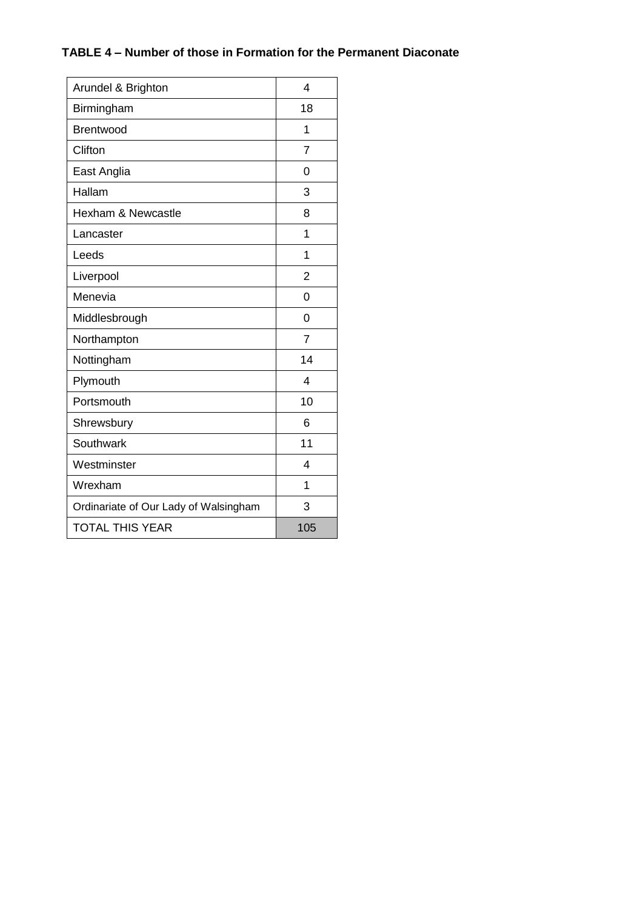**TABLE 4 – Number of those in Formation for the Permanent Diaconate**

| | |
|---|---|
| Arundel & Brighton | 4 |
| Birmingham | 18 |
| Brentwood | 1 |
| Clifton | 7 |
| East Anglia | 0 |
| Hallam | 3 |
| Hexham & Newcastle | 8 |
| Lancaster | 1 |
| Leeds | 1 |
| Liverpool | 2 |
| Menevia | 0 |
| Middlesbrough | 0 |
| Northampton | 7 |
| Nottingham | 14 |
| Plymouth | 4 |
| Portsmouth | 10 |
| Shrewsbury | 6 |
| Southwark | 11 |
| Westminster | 4 |
| Wrexham | 1 |
| Ordinariate of Our Lady of Walsingham | 3 |
| TOTAL THIS YEAR | 105 |